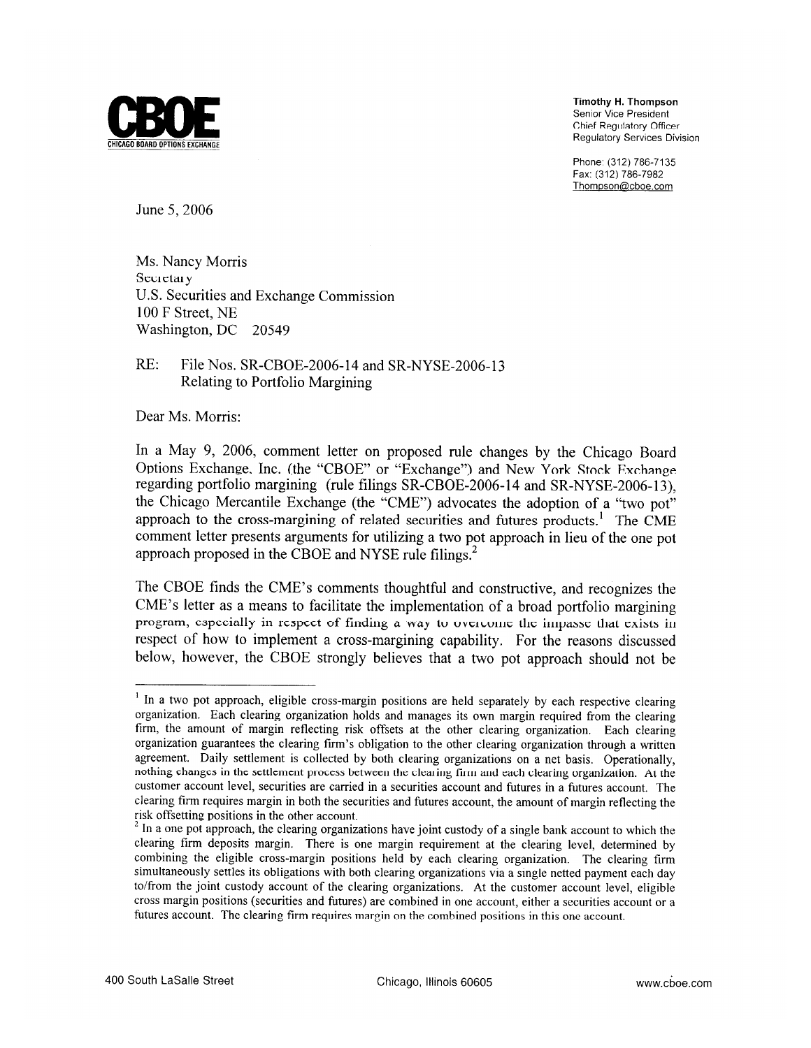**CBOE**
CHICAGO BOARD OPTIONS EXCHANGE

**Timothy H. Thompson**
Senior Vice President
Chief Regulatory Officer
Regulatory Services Division

Phone: (312) 786-7135
Fax: (312) 786-7982
Thompson@cboe.com

June 5, 2006

Ms. Nancy Morris
Secretary
U.S. Securities and Exchange Commission
100 F Street, NE
Washington, DC 20549

RE: File Nos. SR-CBOE-2006-14 and SR-NYSE-2006-13
Relating to Portfolio Margining

Dear Ms. Morris:

In a May 9, 2006, comment letter on proposed rule changes by the Chicago Board Options Exchange, Inc. (the "CBOE" or "Exchange") and New York Stock Exchange regarding portfolio margining (rule filings SR-CBOE-2006-14 and SR-NYSE-2006-13), the Chicago Mercantile Exchange (the "CME") advocates the adoption of a "two pot" approach to the cross-margining of related securities and futures products.[1] The CME comment letter presents arguments for utilizing a two pot approach in lieu of the one pot approach proposed in the CBOE and NYSE rule filings.[2]

The CBOE finds the CME's comments thoughtful and constructive, and recognizes the CME's letter as a means to facilitate the implementation of a broad portfolio margining program, especially in respect of finding a way to overcome the impasse that exists in respect of how to implement a cross-margining capability. For the reasons discussed below, however, the CBOE strongly believes that a two pot approach should not be

---

[1] In a two pot approach, eligible cross-margin positions are held separately by each respective clearing organization. Each clearing organization holds and manages its own margin required from the clearing firm, the amount of margin reflecting risk offsets at the other clearing organization. Each clearing organization guarantees the clearing firm's obligation to the other clearing organization through a written agreement. Daily settlement is collected by both clearing organizations on a net basis. Operationally, nothing changes in the settlement process between the clearing firm and each clearing organization. At the customer account level, securities are carried in a securities account and futures in a futures account. The clearing firm requires margin in both the securities and futures account, the amount of margin reflecting the risk offsetting positions in the other account.

[2] In a one pot approach, the clearing organizations have joint custody of a single bank account to which the clearing firm deposits margin. There is one margin requirement at the clearing level, determined by combining the eligible cross-margin positions held by each clearing organization. The clearing firm simultaneously settles its obligations with both clearing organizations via a single netted payment each day to/from the joint custody account of the clearing organizations. At the customer account level, eligible cross margin positions (securities and futures) are combined in one account, either a securities account or a futures account. The clearing firm requires margin on the combined positions in this one account.

400 South LaSalle Street Chicago, Illinois 60605 www.cboe.com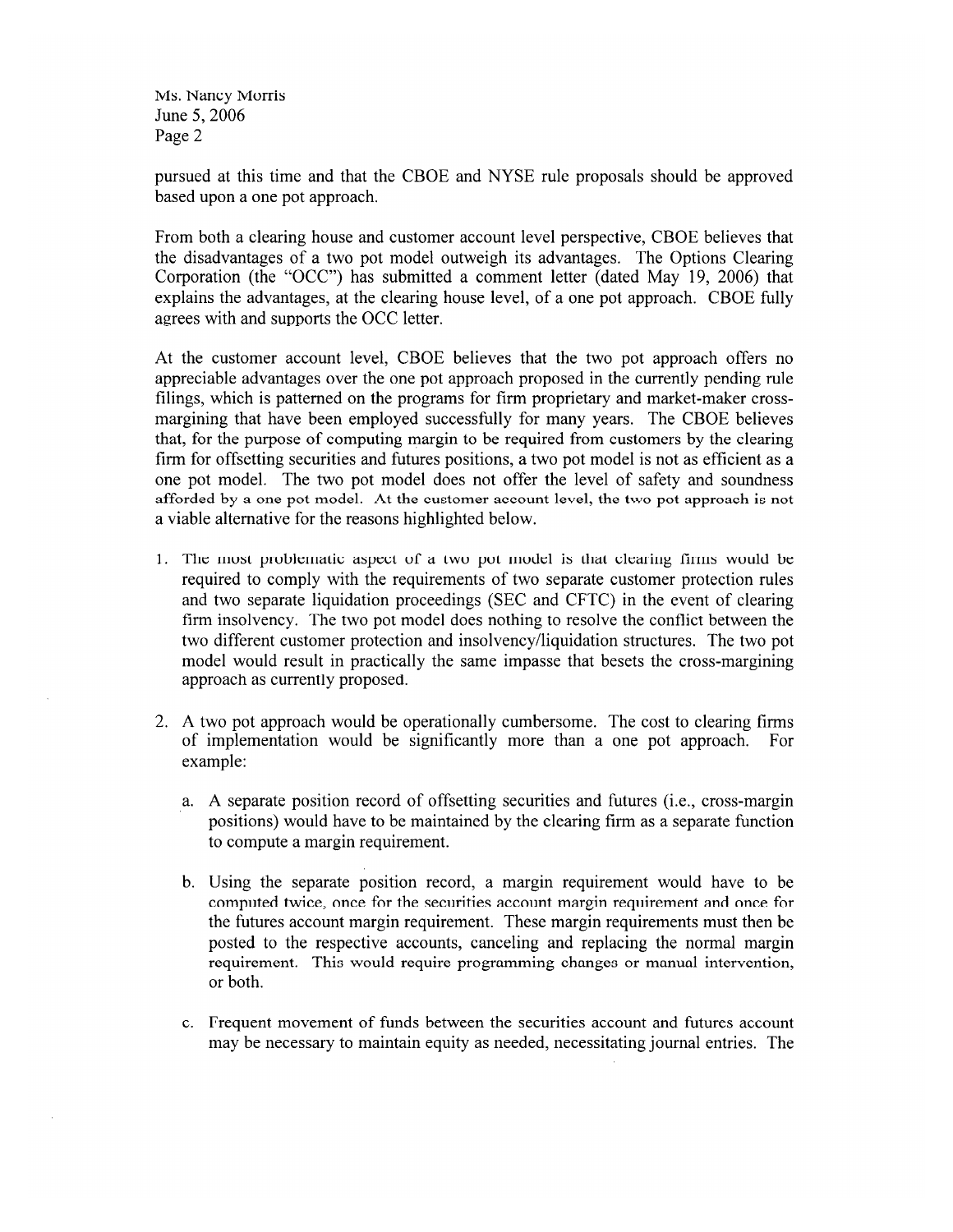pursued at this time and that the CBOE and NYSE rule proposals should be approved based upon a one pot approach.

From both a clearing house and customer account level perspective, CBOE believes that the disadvantages of a two pot model outweigh its advantages. The Options Clearing Corporation (the "OCC") has submitted a comment letter (dated May 19, 2006) that explains the advantages, at the clearing house level, of a one pot approach. CBOE fully agrees with and supports the OCC letter.

At the customer account level, CBOE believes that the two pot approach offers no appreciable advantages over the one pot approach proposed in the currently pending rule filings, which is patterned on the programs for firm proprietary and market-maker cross-margining that have been employed successfully for many years. The CBOE believes that, for the purpose of computing margin to be required from customers by the clearing firm for offsetting securities and futures positions, a two pot model is not as efficient as a one pot model. The two pot model does not offer the level of safety and soundness afforded by a one pot model. At the customer account level, the two pot approach is not a viable alternative for the reasons highlighted below.

1. The most problematic aspect of a two pot model is that clearing firms would be required to comply with the requirements of two separate customer protection rules and two separate liquidation proceedings (SEC and CFTC) in the event of clearing firm insolvency. The two pot model does nothing to resolve the conflict between the two different customer protection and insolvency/liquidation structures. The two pot model would result in practically the same impasse that besets the cross-margining approach as currently proposed.

2. A two pot approach would be operationally cumbersome. The cost to clearing firms of implementation would be significantly more than a one pot approach. For example:

   a. A separate position record of offsetting securities and futures (i.e., cross-margin positions) would have to be maintained by the clearing firm as a separate function to compute a margin requirement.

   b. Using the separate position record, a margin requirement would have to be computed twice, once for the securities account margin requirement and once for the futures account margin requirement. These margin requirements must then be posted to the respective accounts, canceling and replacing the normal margin requirement. This would require programming changes or manual intervention, or both.

   c. Frequent movement of funds between the securities account and futures account may be necessary to maintain equity as needed, necessitating journal entries. The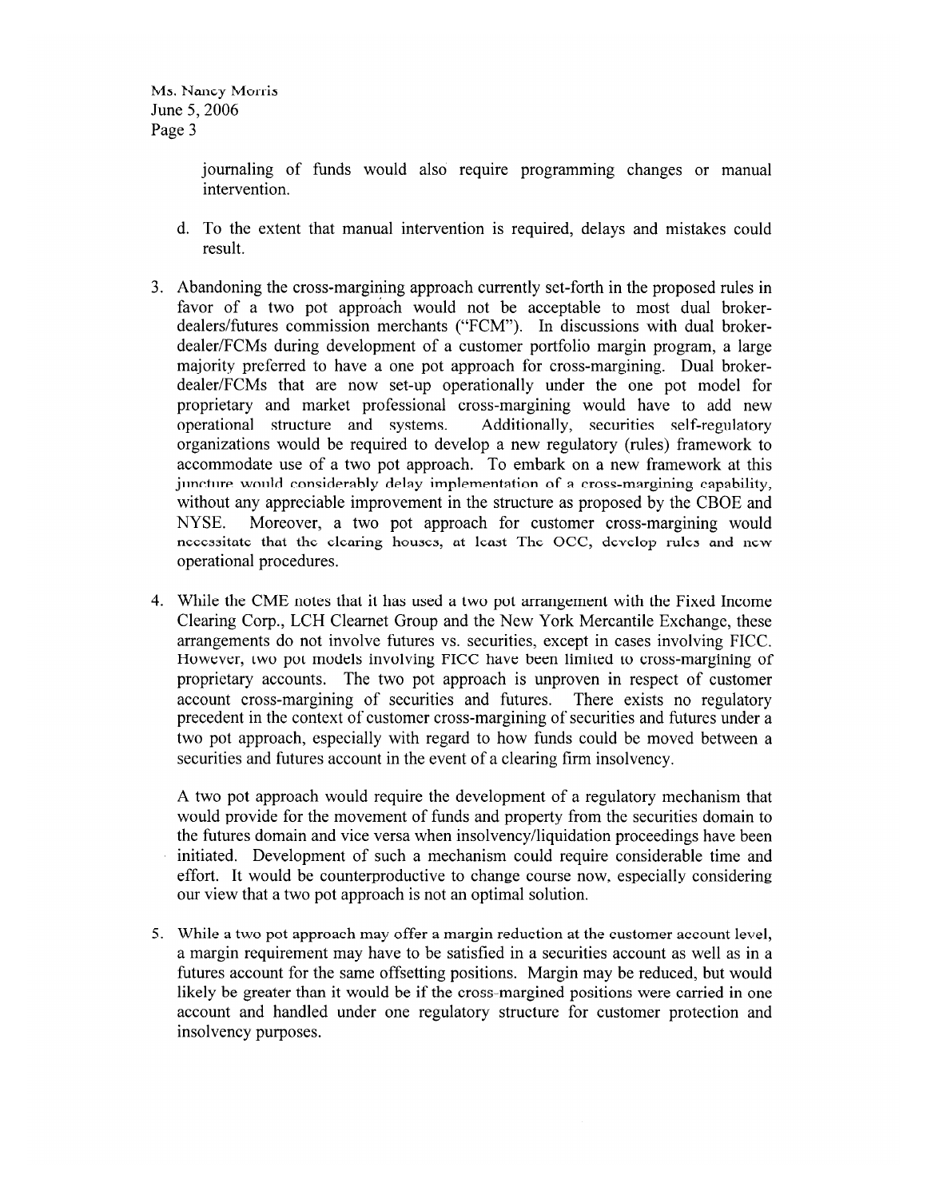journaling of funds would also require programming changes or manual intervention.

d. To the extent that manual intervention is required, delays and mistakes could result.

3. Abandoning the cross-margining approach currently set-forth in the proposed rules in favor of a two pot approach would not be acceptable to most dual broker-dealers/futures commission merchants ("FCM"). In discussions with dual broker-dealer/FCMs during development of a customer portfolio margin program, a large majority preferred to have a one pot approach for cross-margining. Dual broker-dealer/FCMs that are now set-up operationally under the one pot model for proprietary and market professional cross-margining would have to add new operational structure and systems. Additionally, securities self-regulatory organizations would be required to develop a new regulatory (rules) framework to accommodate use of a two pot approach. To embark on a new framework at this juncture would considerably delay implementation of a cross-margining capability, without any appreciable improvement in the structure as proposed by the CBOE and NYSE. Moreover, a two pot approach for customer cross-margining would necessitate that the clearing houses, at least The OCC, develop rules and new operational procedures.

4. While the CME notes that it has used a two pot arrangement with the Fixed Income Clearing Corp., LCH Clearnet Group and the New York Mercantile Exchange, these arrangements do not involve futures vs. securities, except in cases involving FICC. However, two pot models involving FICC have been limited to cross-margining of proprietary accounts. The two pot approach is unproven in respect of customer account cross-margining of securities and futures. There exists no regulatory precedent in the context of customer cross-margining of securities and futures under a two pot approach, especially with regard to how funds could be moved between a securities and futures account in the event of a clearing firm insolvency.

   A two pot approach would require the development of a regulatory mechanism that would provide for the movement of funds and property from the securities domain to the futures domain and vice versa when insolvency/liquidation proceedings have been initiated. Development of such a mechanism could require considerable time and effort. It would be counterproductive to change course now, especially considering our view that a two pot approach is not an optimal solution.

5. While a two pot approach may offer a margin reduction at the customer account level, a margin requirement may have to be satisfied in a securities account as well as in a futures account for the same offsetting positions. Margin may be reduced, but would likely be greater than it would be if the cross-margined positions were carried in one account and handled under one regulatory structure for customer protection and insolvency purposes.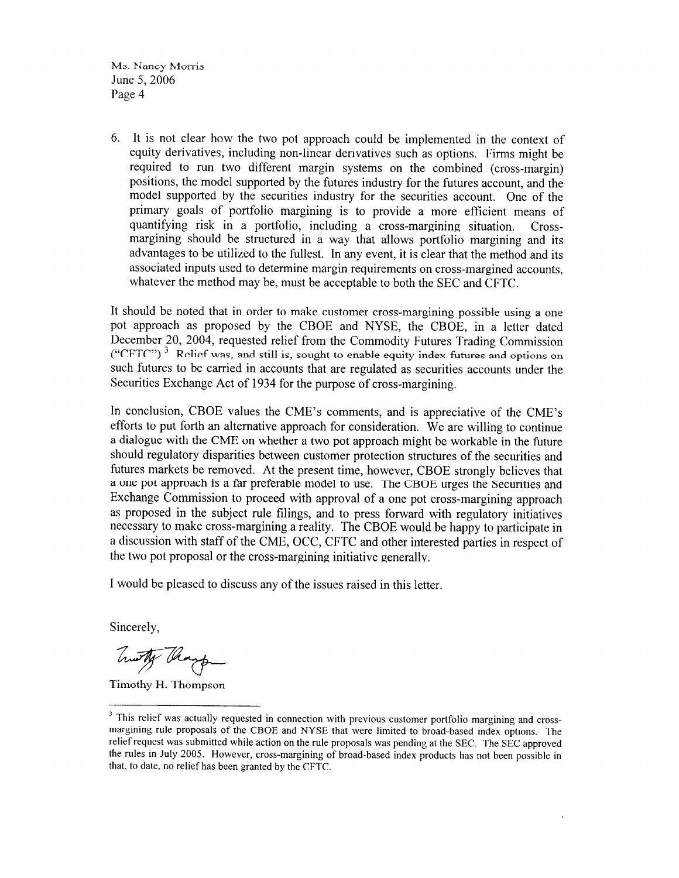Ms. Nancy Morris
June 5, 2006

6. It is not clear how the two pot approach could be implemented in the context of equity derivatives, including non-linear derivatives such as options. Firms might be required to run two different margin systems on the combined (cross-margin) positions, the model supported by the futures industry for the futures account, and the model supported by the securities industry for the securities account. One of the primary goals of portfolio margining is to provide a more efficient means of quantifying risk in a portfolio, including a cross-margining situation. Cross-margining should be structured in a way that allows portfolio margining and its advantages to be utilized to the fullest. In any event, it is clear that the method and its associated inputs used to determine margin requirements on cross-margined accounts, whatever the method may be, must be acceptable to both the SEC and CFTC.

It should be noted that in order to make customer cross-margining possible using a one pot approach as proposed by the CBOE and NYSE, the CBOE, in a letter dated December 20, 2004, requested relief from the Commodity Futures Trading Commission ("CFTC") [3] Relief was, and still is, sought to enable equity index futures and options on such futures to be carried in accounts that are regulated as securities accounts under the Securities Exchange Act of 1934 for the purpose of cross-margining.

In conclusion, CBOE values the CME's comments, and is appreciative of the CME's efforts to put forth an alternative approach for consideration. We are willing to continue a dialogue with the CME on whether a two pot approach might be workable in the future should regulatory disparities between customer protection structures of the securities and futures markets be removed. At the present time, however, CBOE strongly believes that a one pot approach is a far preferable model to use. The CBOE urges the Securities and Exchange Commission to proceed with approval of a one pot cross-margining approach as proposed in the subject rule filings, and to press forward with regulatory initiatives necessary to make cross-margining a reality. The CBOE would be happy to participate in a discussion with staff of the CME, OCC, CFTC and other interested parties in respect of the two pot proposal or the cross-margining initiative generally.

I would be pleased to discuss any of the issues raised in this letter.

Sincerely,

Timothy H. Thompson

---

[3] This relief was actually requested in connection with previous customer portfolio margining and cross-margining rule proposals of the CBOE and NYSE that were limited to broad-based index options. The relief request was submitted while action on the rule proposals was pending at the SEC. The SEC approved the rules in July 2005. However, cross-margining of broad-based index products has not been possible in that, to date, no relief has been granted by the CFTC.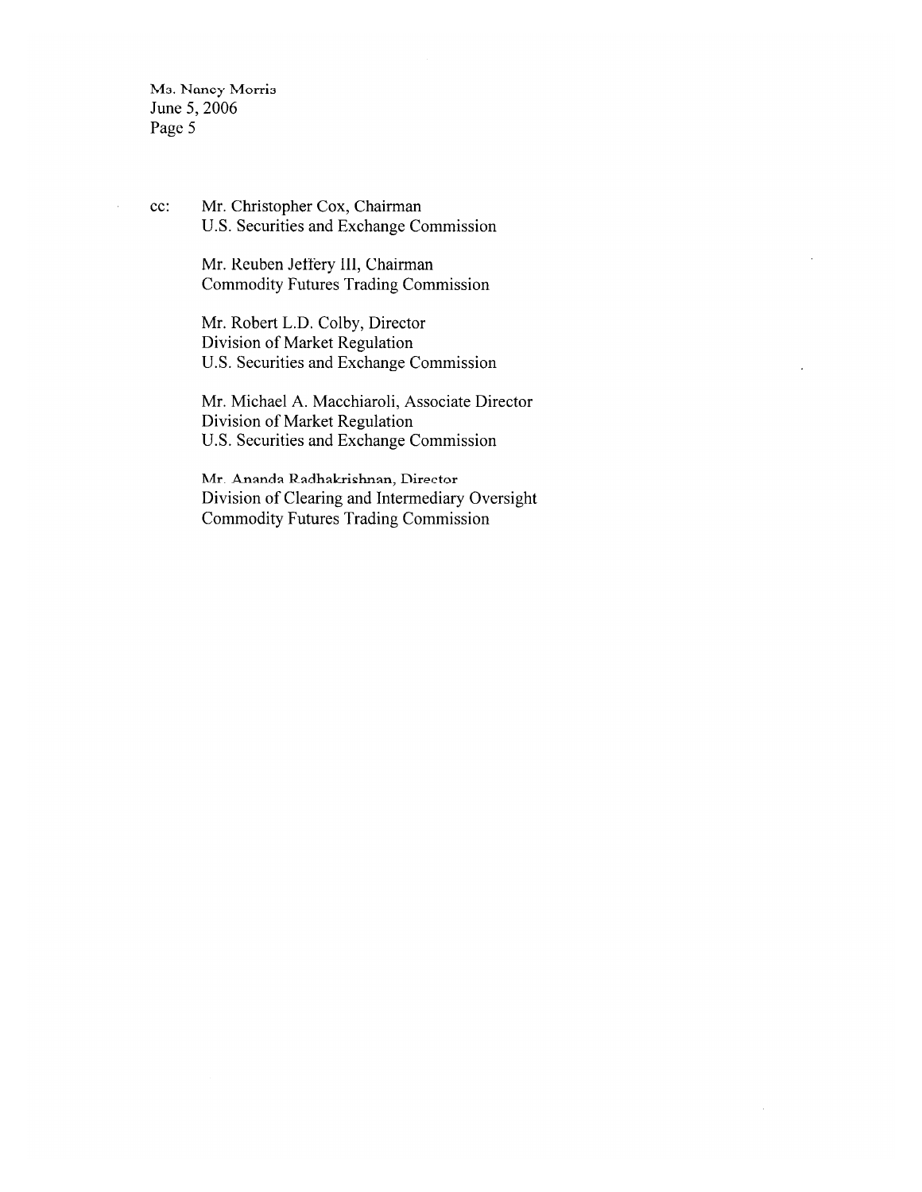cc: Mr. Christopher Cox, Chairman
U.S. Securities and Exchange Commission

Mr. Reuben Jeffery III, Chairman
Commodity Futures Trading Commission

Mr. Robert L.D. Colby, Director
Division of Market Regulation
U.S. Securities and Exchange Commission

Mr. Michael A. Macchiaroli, Associate Director
Division of Market Regulation
U.S. Securities and Exchange Commission

Mr. Ananda Radhakrishnan, Director
Division of Clearing and Intermediary Oversight
Commodity Futures Trading Commission